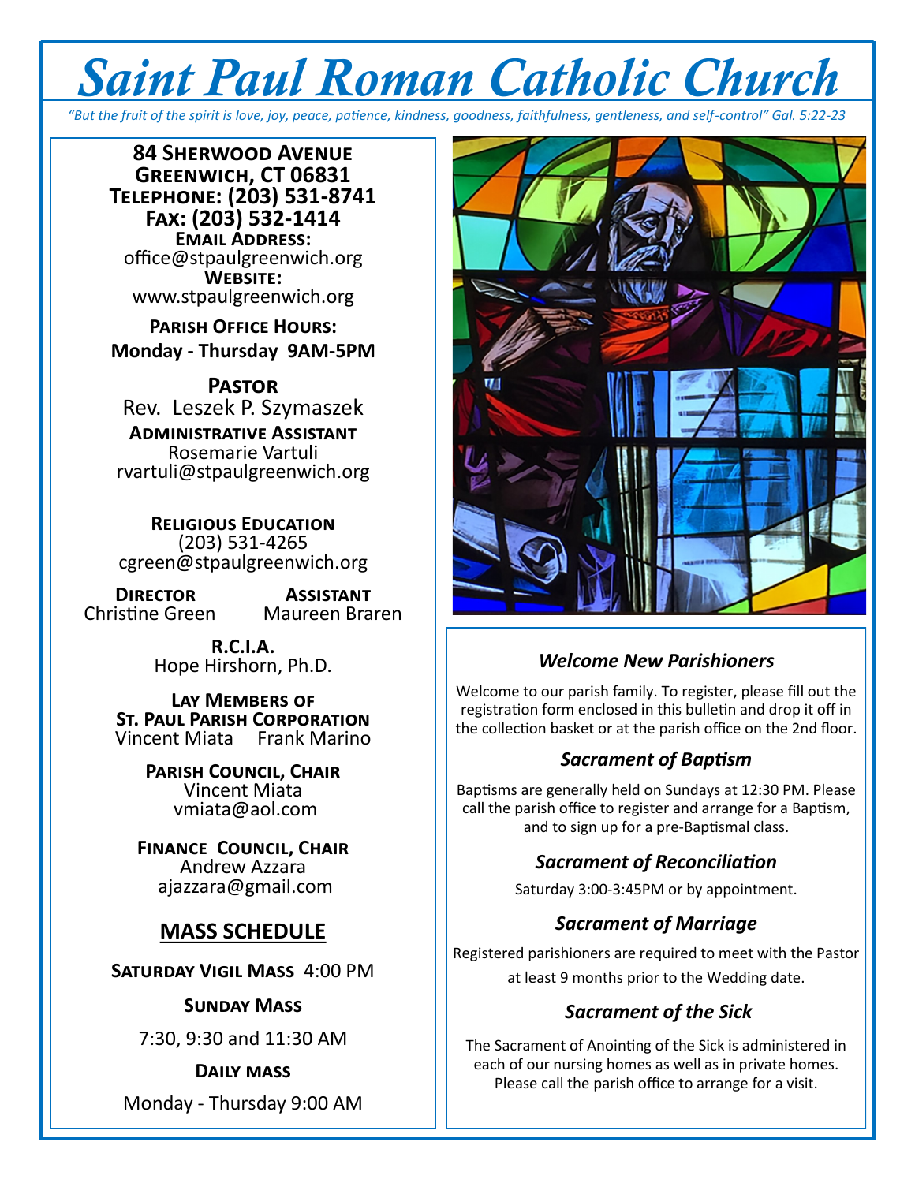# Saint Paul Roman Catholic Church

*"But the fruit of the spirit is love, joy, peace, patience, kindness, goodness, faithfulness, gentleness, and self-control" Gal. 5:22-23*

**84 Sherwood Avenue**
**Greenwich, CT 06831**
**Telephone: (203) 531-8741**
**Fax: (203) 532-1414**
**Email Address:**
office@stpaulgreenwich.org
**Website:**
www.stpaulgreenwich.org

**Parish Office Hours:**
**Monday - Thursday 9AM-5PM**

**Pastor**
Rev. Leszek P. Szymaszek

**Administrative Assistant**
Rosemarie Vartuli
rvartuli@stpaulgreenwich.org

**Religious Education**
(203) 531-4265
cgreen@stpaulgreenwich.org

**Director**
Christine Green

**Assistant**
Maureen Braren

**R.C.I.A.**
Hope Hirshorn, Ph.D.

**Lay Members of St. Paul Parish Corporation**
Vincent Miata Frank Marino

**Parish Council, Chair**
Vincent Miata
vmiata@aol.com

**Finance Council, Chair**
Andrew Azzara
ajazzara@gmail.com

## MASS SCHEDULE

**Saturday Vigil Mass** 4:00 PM

**Sunday Mass**

7:30, 9:30 and 11:30 AM

**Daily mass**

Monday - Thursday 9:00 AM

### *Welcome New Parishioners*

Welcome to our parish family. To register, please fill out the registration form enclosed in this bulletin and drop it off in the collection basket or at the parish office on the 2nd floor.

### *Sacrament of Baptism*

Baptisms are generally held on Sundays at 12:30 PM. Please call the parish office to register and arrange for a Baptism, and to sign up for a pre-Baptismal class.

### *Sacrament of Reconciliation*

Saturday 3:00-3:45PM or by appointment.

### *Sacrament of Marriage*

Registered parishioners are required to meet with the Pastor at least 9 months prior to the Wedding date.

### *Sacrament of the Sick*

The Sacrament of Anointing of the Sick is administered in each of our nursing homes as well as in private homes. Please call the parish office to arrange for a visit.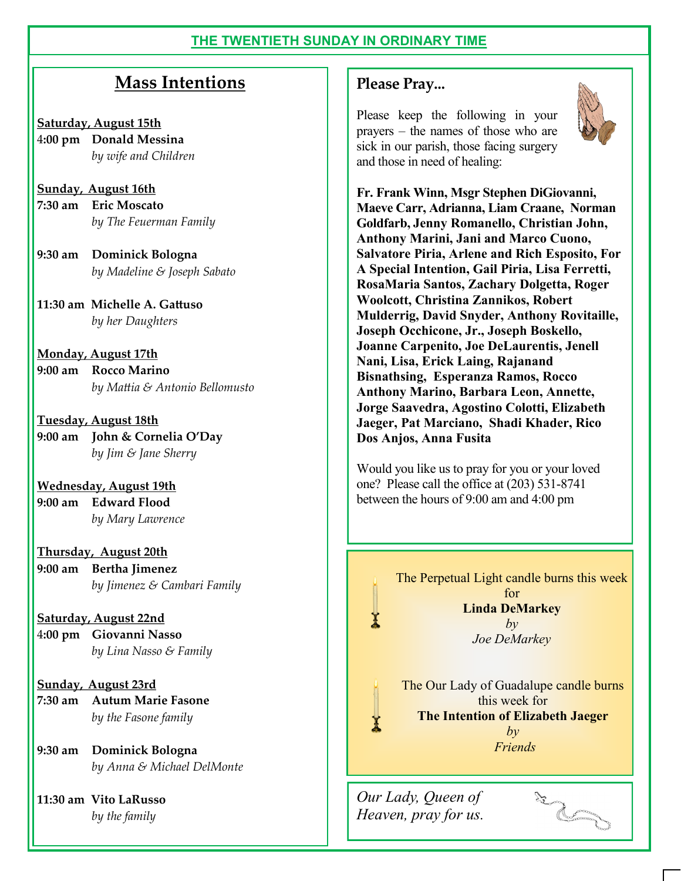**THE TWENTIETH SUNDAY IN ORDINARY TIME**

## Mass Intentions

**Saturday, August 15th**
4:00 pm **Donald Messina**
*by wife and Children*

**Sunday, August 16th**
**7:30 am** **Eric Moscato**
*by The Feuerman Family*

**9:30 am** **Dominick Bologna**
*by Madeline & Joseph Sabato*

**11:30 am** **Michelle A. Gattuso**
*by her Daughters*

**Monday, August 17th**
**9:00 am** **Rocco Marino**
*by Mattia & Antonio Bellomusto*

**Tuesday, August 18th**
**9:00 am** **John & Cornelia O'Day**
*by Jim & Jane Sherry*

**Wednesday, August 19th**
**9:00 am** **Edward Flood**
*by Mary Lawrence*

**Thursday, August 20th**
**9:00 am** **Bertha Jimenez**
*by Jimenez & Cambari Family*

**Saturday, August 22nd**
4:00 pm **Giovanni Nasso**
*by Lina Nasso & Family*

**Sunday, August 23rd**
**7:30 am** **Autum Marie Fasone**
*by the Fasone family*

**9:30 am** **Dominick Bologna**
*by Anna & Michael DelMonte*

**11:30 am** **Vito LaRusso**
*by the family*

## Please Pray...

Please keep the following in your prayers – the names of those who are sick in our parish, those facing surgery and those in need of healing:

**Fr. Frank Winn, Msgr Stephen DiGiovanni, Maeve Carr, Adrianna, Liam Craane, Norman Goldfarb, Jenny Romanello, Christian John, Anthony Marini, Jani and Marco Cuono, Salvatore Piria, Arlene and Rich Esposito, For A Special Intention, Gail Piria, Lisa Ferretti, RosaMaria Santos, Zachary Dolgetta, Roger Woolcott, Christina Zannikos, Robert Mulderrig, David Snyder, Anthony Rovitaille, Joseph Occhicone, Jr., Joseph Boskello, Joanne Carpenito, Joe DeLaurentis, Jenell Nani, Lisa, Erick Laing, Rajanand Bisnathsing, Esperanza Ramos, Rocco Anthony Marino, Barbara Leon, Annette, Jorge Saavedra, Agostino Colotti, Elizabeth Jaeger, Pat Marciano, Shadi Khader, Rico Dos Anjos, Anna Fusita**

Would you like us to pray for you or your loved one? Please call the office at (203) 531-8741 between the hours of 9:00 am and 4:00 pm

The Perpetual Light candle burns this week for
**Linda DeMarkey**
*by*
*Joe DeMarkey*

The Our Lady of Guadalupe candle burns this week for
**The Intention of Elizabeth Jaeger**
*by*
*Friends*

*Our Lady, Queen of Heaven, pray for us.*